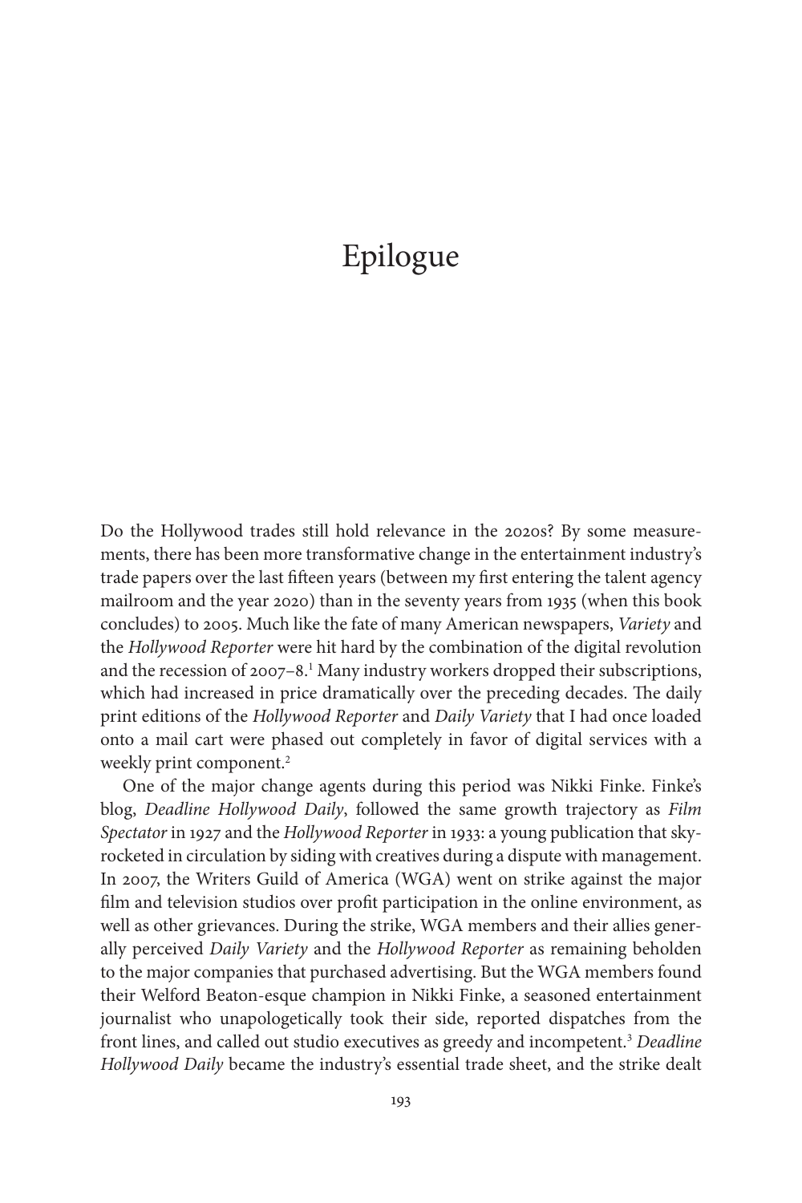# Epilogue

Do the Hollywood trades still hold relevance in the 2020s? By some measurements, there has been more transformative change in the entertainment industry's trade papers over the last fifteen years (between my first entering the talent agency mailroom and the year 2020) than in the seventy years from 1935 (when this book concludes) to 2005. Much like the fate of many American newspapers, *Variety* and the *Hollywood Reporter* were hit hard by the combination of the digital revolution and the recession of 2007–8.[1] Many industry workers dropped their subscriptions, which had increased in price dramatically over the preceding decades. The daily print editions of the *Hollywood Reporter* and *Daily Variety* that I had once loaded onto a mail cart were phased out completely in favor of digital services with a weekly print component.[2]

One of the major change agents during this period was Nikki Finke. Finke's blog, *Deadline Hollywood Daily*, followed the same growth trajectory as *Film Spectator* in 1927 and the *Hollywood Reporter* in 1933: a young publication that skyrocketed in circulation by siding with creatives during a dispute with management. In 2007, the Writers Guild of America (WGA) went on strike against the major film and television studios over profit participation in the online environment, as well as other grievances. During the strike, WGA members and their allies generally perceived *Daily Variety* and the *Hollywood Reporter* as remaining beholden to the major companies that purchased advertising. But the WGA members found their Welford Beaton-esque champion in Nikki Finke, a seasoned entertainment journalist who unapologetically took their side, reported dispatches from the front lines, and called out studio executives as greedy and incompetent.[3] *Deadline Hollywood Daily* became the industry's essential trade sheet, and the strike dealt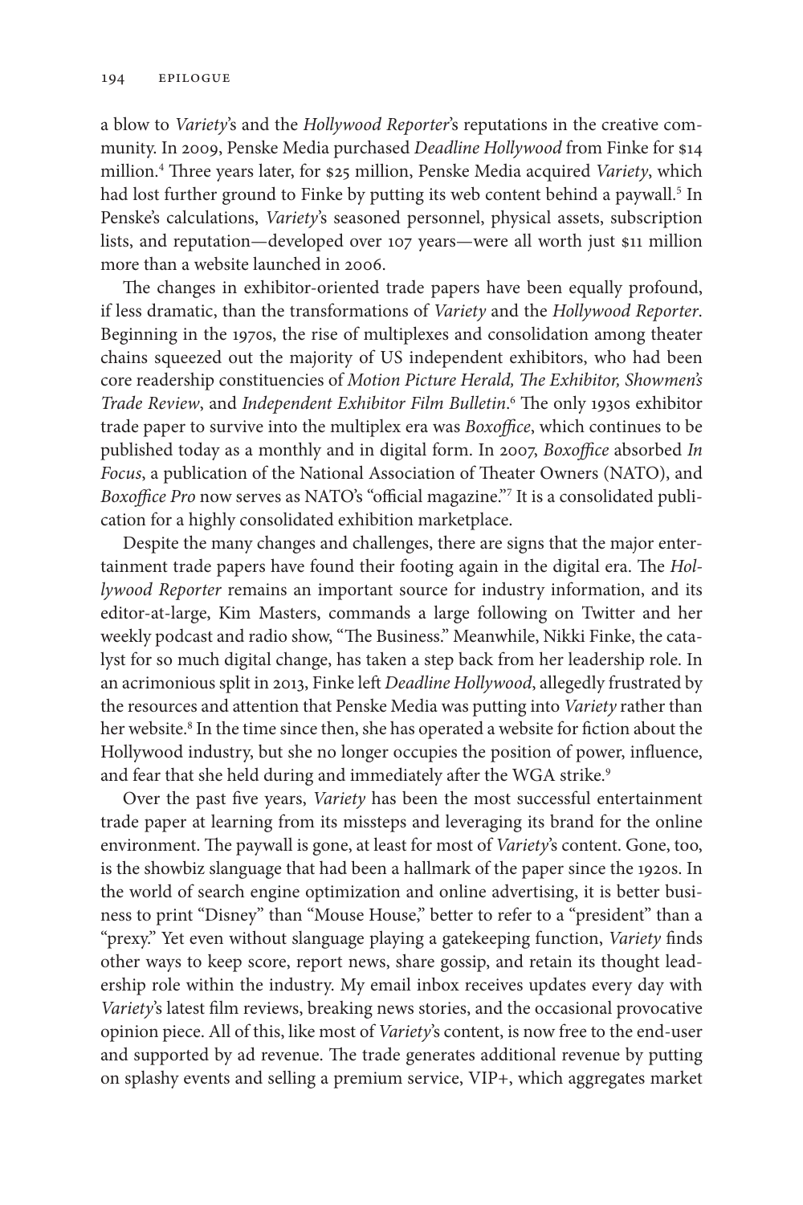a blow to *Variety*'s and the *Hollywood Reporter*'s reputations in the creative community. In 2009, Penske Media purchased *Deadline Hollywood* from Finke for $14 million.[4] Three years later, for $25 million, Penske Media acquired *Variety*, which had lost further ground to Finke by putting its web content behind a paywall.[5] In Penske's calculations, *Variety*'s seasoned personnel, physical assets, subscription lists, and reputation—developed over 107 years—were all worth just $11 million more than a website launched in 2006.

The changes in exhibitor-oriented trade papers have been equally profound, if less dramatic, than the transformations of *Variety* and the *Hollywood Reporter*. Beginning in the 1970s, the rise of multiplexes and consolidation among theater chains squeezed out the majority of US independent exhibitors, who had been core readership constituencies of *Motion Picture Herald, The Exhibitor, Showmen's Trade Review*, and *Independent Exhibitor Film Bulletin*.[6] The only 1930s exhibitor trade paper to survive into the multiplex era was *Boxoffice*, which continues to be published today as a monthly and in digital form. In 2007, *Boxoffice* absorbed *In Focus*, a publication of the National Association of Theater Owners (NATO), and *Boxoffice Pro* now serves as NATO's "official magazine."[7] It is a consolidated publication for a highly consolidated exhibition marketplace.

Despite the many changes and challenges, there are signs that the major entertainment trade papers have found their footing again in the digital era. The *Hollywood Reporter* remains an important source for industry information, and its editor-at-large, Kim Masters, commands a large following on Twitter and her weekly podcast and radio show, "The Business." Meanwhile, Nikki Finke, the catalyst for so much digital change, has taken a step back from her leadership role. In an acrimonious split in 2013, Finke left *Deadline Hollywood*, allegedly frustrated by the resources and attention that Penske Media was putting into *Variety* rather than her website.[8] In the time since then, she has operated a website for fiction about the Hollywood industry, but she no longer occupies the position of power, influence, and fear that she held during and immediately after the WGA strike.[9]

Over the past five years, *Variety* has been the most successful entertainment trade paper at learning from its missteps and leveraging its brand for the online environment. The paywall is gone, at least for most of *Variety*'s content. Gone, too, is the showbiz slanguage that had been a hallmark of the paper since the 1920s. In the world of search engine optimization and online advertising, it is better business to print "Disney" than "Mouse House," better to refer to a "president" than a "prexy." Yet even without slanguage playing a gatekeeping function, *Variety* finds other ways to keep score, report news, share gossip, and retain its thought leadership role within the industry. My email inbox receives updates every day with *Variety*'s latest film reviews, breaking news stories, and the occasional provocative opinion piece. All of this, like most of *Variety*'s content, is now free to the end-user and supported by ad revenue. The trade generates additional revenue by putting on splashy events and selling a premium service, VIP+, which aggregates market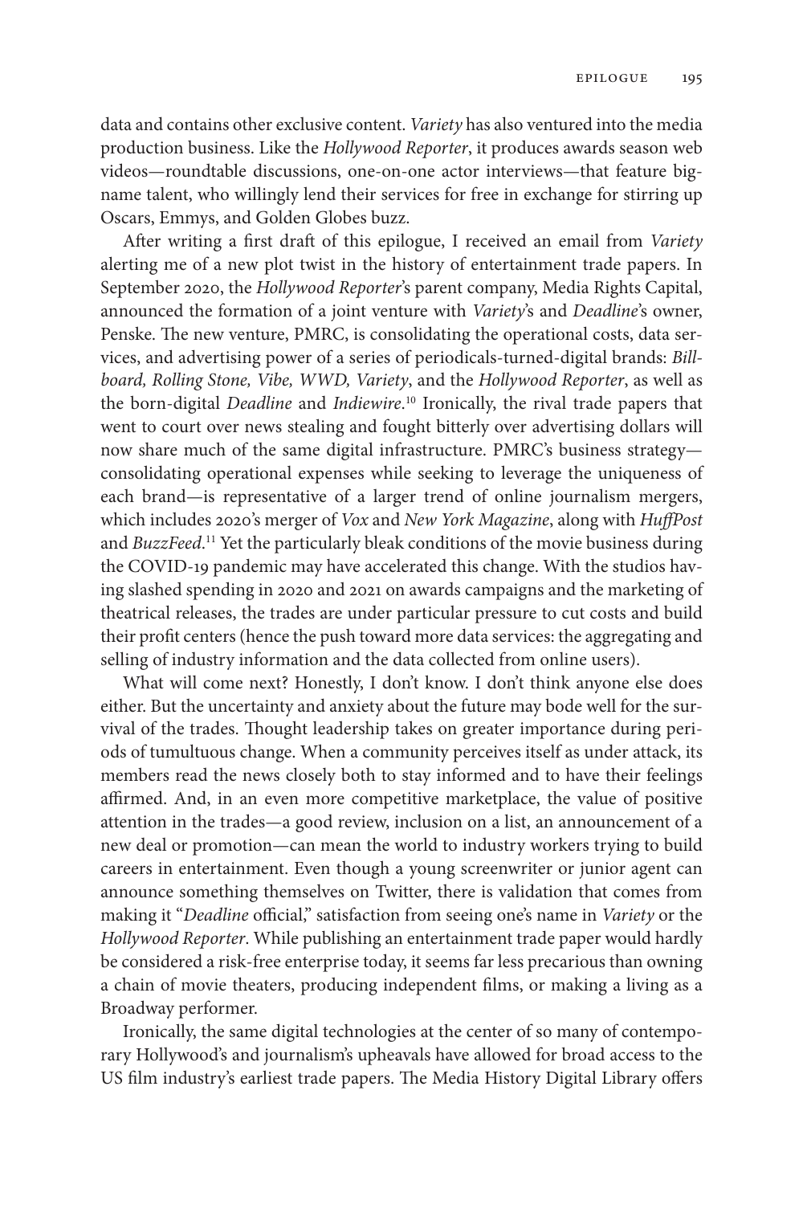data and contains other exclusive content. *Variety* has also ventured into the media production business. Like the *Hollywood Reporter*, it produces awards season web videos—roundtable discussions, one-on-one actor interviews—that feature big-name talent, who willingly lend their services for free in exchange for stirring up Oscars, Emmys, and Golden Globes buzz.

After writing a first draft of this epilogue, I received an email from *Variety* alerting me of a new plot twist in the history of entertainment trade papers. In September 2020, the *Hollywood Reporter*'s parent company, Media Rights Capital, announced the formation of a joint venture with *Variety*'s and *Deadline*'s owner, Penske. The new venture, PMRC, is consolidating the operational costs, data services, and advertising power of a series of periodicals-turned-digital brands: *Billboard, Rolling Stone, Vibe, WWD, Variety*, and the *Hollywood Reporter*, as well as the born-digital *Deadline* and *Indiewire*.[10] Ironically, the rival trade papers that went to court over news stealing and fought bitterly over advertising dollars will now share much of the same digital infrastructure. PMRC's business strategy—consolidating operational expenses while seeking to leverage the uniqueness of each brand—is representative of a larger trend of online journalism mergers, which includes 2020's merger of *Vox* and *New York Magazine*, along with *HuffPost* and *BuzzFeed*.[11] Yet the particularly bleak conditions of the movie business during the COVID-19 pandemic may have accelerated this change. With the studios having slashed spending in 2020 and 2021 on awards campaigns and the marketing of theatrical releases, the trades are under particular pressure to cut costs and build their profit centers (hence the push toward more data services: the aggregating and selling of industry information and the data collected from online users).

What will come next? Honestly, I don't know. I don't think anyone else does either. But the uncertainty and anxiety about the future may bode well for the survival of the trades. Thought leadership takes on greater importance during periods of tumultuous change. When a community perceives itself as under attack, its members read the news closely both to stay informed and to have their feelings affirmed. And, in an even more competitive marketplace, the value of positive attention in the trades—a good review, inclusion on a list, an announcement of a new deal or promotion—can mean the world to industry workers trying to build careers in entertainment. Even though a young screenwriter or junior agent can announce something themselves on Twitter, there is validation that comes from making it "*Deadline* official," satisfaction from seeing one's name in *Variety* or the *Hollywood Reporter*. While publishing an entertainment trade paper would hardly be considered a risk-free enterprise today, it seems far less precarious than owning a chain of movie theaters, producing independent films, or making a living as a Broadway performer.

Ironically, the same digital technologies at the center of so many of contemporary Hollywood's and journalism's upheavals have allowed for broad access to the US film industry's earliest trade papers. The Media History Digital Library offers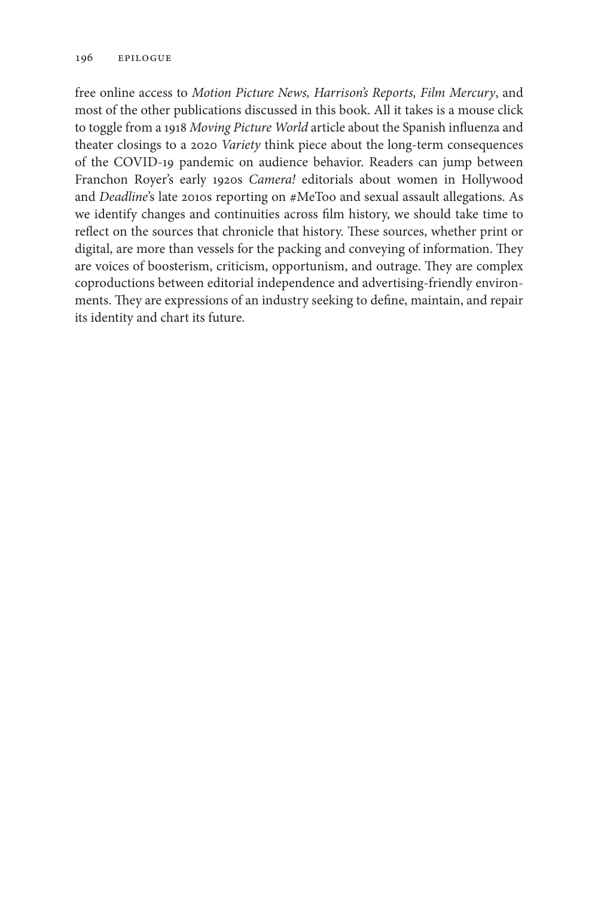free online access to *Motion Picture News, Harrison's Reports, Film Mercury*, and most of the other publications discussed in this book. All it takes is a mouse click to toggle from a 1918 *Moving Picture World* article about the Spanish influenza and theater closings to a 2020 *Variety* think piece about the long-term consequences of the COVID-19 pandemic on audience behavior. Readers can jump between Franchon Royer's early 1920s *Camera!* editorials about women in Hollywood and *Deadline*'s late 2010s reporting on #MeToo and sexual assault allegations. As we identify changes and continuities across film history, we should take time to reflect on the sources that chronicle that history. These sources, whether print or digital, are more than vessels for the packing and conveying of information. They are voices of boosterism, criticism, opportunism, and outrage. They are complex coproductions between editorial independence and advertising-friendly environments. They are expressions of an industry seeking to define, maintain, and repair its identity and chart its future.